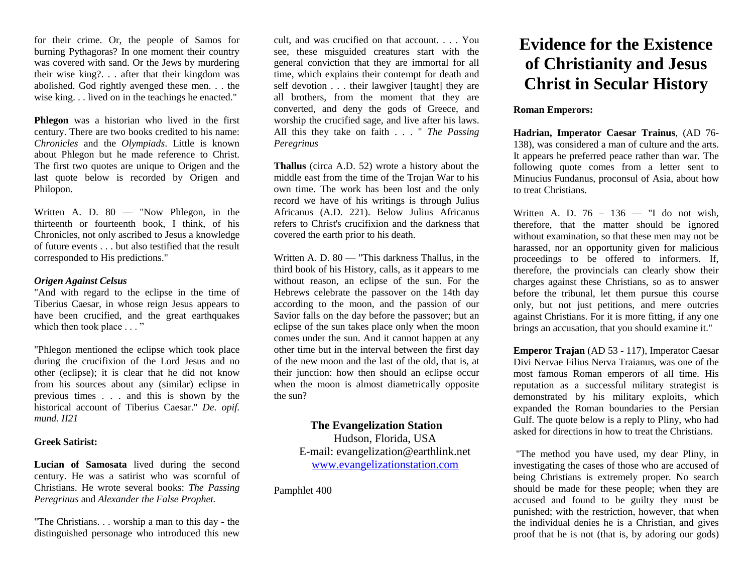for their crime. Or, the people of Samos for burning Pythagoras? In one moment their country was covered with sand. Or the Jews by murdering their wise king?. . . after that their kingdom was abolished. God rightly avenged these men. . . the wise king. . . lived on in the teachings he enacted."

**Phlegon** was a historian who lived in the first century. There are two books credited to his name: *Chronicles* and the *Olympiads*. Little is known about Phlegon but he made reference to Christ. The first two quotes are unique to Origen and the last quote below is recorded by Origen and Philopon.

Written A. D. 80 — "Now Phlegon, in the thirteenth or fourteenth book, I think, of his Chronicles, not only ascribed to Jesus a knowledge of future events . . . but also testified that the result corresponded to His predictions."

***Origen Against Celsus***

"And with regard to the eclipse in the time of Tiberius Caesar, in whose reign Jesus appears to have been crucified, and the great earthquakes which then took place . . . "

"Phlegon mentioned the eclipse which took place during the crucifixion of the Lord Jesus and no other (eclipse); it is clear that he did not know from his sources about any (similar) eclipse in previous times . . . and this is shown by the historical account of Tiberius Caesar." *De. opif. mund. II21*

**Greek Satirist:**

**Lucian of Samosata** lived during the second century. He was a satirist who was scornful of Christians. He wrote several books: *The Passing Peregrinus* and *Alexander the False Prophet.*

"The Christians. . . worship a man to this day - the distinguished personage who introduced this new cult, and was crucified on that account. . . . You see, these misguided creatures start with the general conviction that they are immortal for all time, which explains their contempt for death and self devotion . . . their lawgiver [taught] they are all brothers, from the moment that they are converted, and deny the gods of Greece, and worship the crucified sage, and live after his laws. All this they take on faith . . . " *The Passing Peregrinus*

**Thallus** (circa A.D. 52) wrote a history about the middle east from the time of the Trojan War to his own time. The work has been lost and the only record we have of his writings is through Julius Africanus (A.D. 221). Below Julius Africanus refers to Christ's crucifixion and the darkness that covered the earth prior to his death.

Written A. D. 80 — "This darkness Thallus, in the third book of his History, calls, as it appears to me without reason, an eclipse of the sun. For the Hebrews celebrate the passover on the 14th day according to the moon, and the passion of our Savior falls on the day before the passover; but an eclipse of the sun takes place only when the moon comes under the sun. And it cannot happen at any other time but in the interval between the first day of the new moon and the last of the old, that is, at their junction: how then should an eclipse occur when the moon is almost diametrically opposite the sun?

**The Evangelization Station**
Hudson, Florida, USA
E-mail: evangelization@earthlink.net
www.evangelizationstation.com

Pamphlet 400

# Evidence for the Existence of Christianity and Jesus Christ in Secular History

**Roman Emperors:**

**Hadrian, Imperator Caesar Trainus**, (AD 76-138), was considered a man of culture and the arts. It appears he preferred peace rather than war. The following quote comes from a letter sent to Minucius Fundanus, proconsul of Asia, about how to treat Christians.

Written A. D. 76 – 136 — "I do not wish, therefore, that the matter should be ignored without examination, so that these men may not be harassed, nor an opportunity given for malicious proceedings to be offered to informers. If, therefore, the provincials can clearly show their charges against these Christians, so as to answer before the tribunal, let them pursue this course only, but not just petitions, and mere outcries against Christians. For it is more fitting, if any one brings an accusation, that you should examine it."

**Emperor Trajan** (AD 53 - 117), Imperator Caesar Divi Nervae Filius Nerva Traianus, was one of the most famous Roman emperors of all time. His reputation as a successful military strategist is demonstrated by his military exploits, which expanded the Roman boundaries to the Persian Gulf. The quote below is a reply to Pliny, who had asked for directions in how to treat the Christians.

"The method you have used, my dear Pliny, in investigating the cases of those who are accused of being Christians is extremely proper. No search should be made for these people; when they are accused and found to be guilty they must be punished; with the restriction, however, that when the individual denies he is a Christian, and gives proof that he is not (that is, by adoring our gods)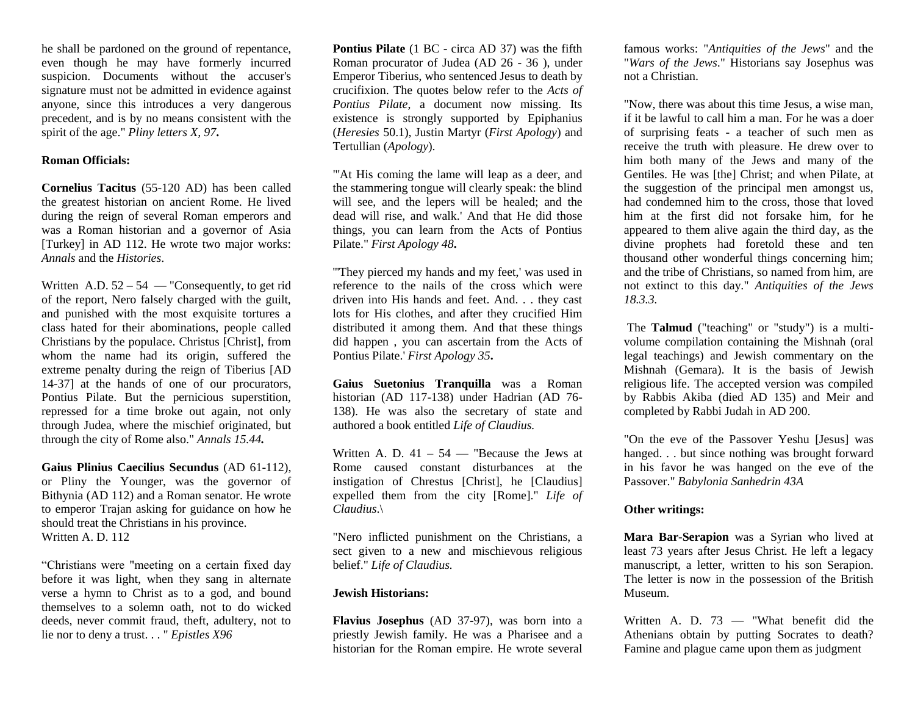he shall be pardoned on the ground of repentance, even though he may have formerly incurred suspicion. Documents without the accuser's signature must not be admitted in evidence against anyone, since this introduces a very dangerous precedent, and is by no means consistent with the spirit of the age." *Pliny letters X, 97***.**

**Roman Officials:**

**Cornelius Tacitus** (55-120 AD) has been called the greatest historian on ancient Rome. He lived during the reign of several Roman emperors and was a Roman historian and a governor of Asia [Turkey] in AD 112. He wrote two major works: *Annals* and the *Histories*.

Written A.D. 52 – 54 — "Consequently, to get rid of the report, Nero falsely charged with the guilt, and punished with the most exquisite tortures a class hated for their abominations, people called Christians by the populace. Christus [Christ], from whom the name had its origin, suffered the extreme penalty during the reign of Tiberius [AD 14-37] at the hands of one of our procurators, Pontius Pilate. But the pernicious superstition, repressed for a time broke out again, not only through Judea, where the mischief originated, but through the city of Rome also." *Annals 15.44***.**

**Gaius Plinius Caecilius Secundus** (AD 61-112), or Pliny the Younger, was the governor of Bithynia (AD 112) and a Roman senator. He wrote to emperor Trajan asking for guidance on how he should treat the Christians in his province.
Written A. D. 112

"Christians were "meeting on a certain fixed day before it was light, when they sang in alternate verse a hymn to Christ as to a god, and bound themselves to a solemn oath, not to do wicked deeds, never commit fraud, theft, adultery, not to lie nor to deny a trust. . . " *Epistles X96*

**Pontius Pilate** (1 BC - circa AD 37) was the fifth Roman procurator of Judea (AD 26 - 36 ), under Emperor Tiberius, who sentenced Jesus to death by crucifixion. The quotes below refer to the *Acts of Pontius Pilate*, a document now missing. Its existence is strongly supported by Epiphanius (*Heresies* 50.1), Justin Martyr (*First Apology*) and Tertullian (*Apology*).

"'At His coming the lame will leap as a deer, and the stammering tongue will clearly speak: the blind will see, and the lepers will be healed; and the dead will rise, and walk.' And that He did those things, you can learn from the Acts of Pontius Pilate." *First Apology 48***.**

"'They pierced my hands and my feet,' was used in reference to the nails of the cross which were driven into His hands and feet. And. . . they cast lots for His clothes, and after they crucified Him distributed it among them. And that these things did happen , you can ascertain from the Acts of Pontius Pilate.' *First Apology 35***.**

**Gaius Suetonius Tranquilla** was a Roman historian (AD 117-138) under Hadrian (AD 76-138). He was also the secretary of state and authored a book entitled *Life of Claudius.*

Written A. D. 41 – 54 — "Because the Jews at Rome caused constant disturbances at the instigation of Chrestus [Christ], he [Claudius] expelled them from the city [Rome]." *Life of Claudius.\*

"Nero inflicted punishment on the Christians, a sect given to a new and mischievous religious belief." *Life of Claudius.*

**Jewish Historians:**

**Flavius Josephus** (AD 37-97), was born into a priestly Jewish family. He was a Pharisee and a historian for the Roman empire. He wrote several famous works: "*Antiquities of the Jews*" and the "*Wars of the Jews*." Historians say Josephus was not a Christian.

"Now, there was about this time Jesus, a wise man, if it be lawful to call him a man. For he was a doer of surprising feats - a teacher of such men as receive the truth with pleasure. He drew over to him both many of the Jews and many of the Gentiles. He was [the] Christ; and when Pilate, at the suggestion of the principal men amongst us, had condemned him to the cross, those that loved him at the first did not forsake him, for he appeared to them alive again the third day, as the divine prophets had foretold these and ten thousand other wonderful things concerning him; and the tribe of Christians, so named from him, are not extinct to this day." *Antiquities of the Jews 18.3.3.*

The **Talmud** ("teaching" or "study") is a multi-volume compilation containing the Mishnah (oral legal teachings) and Jewish commentary on the Mishnah (Gemara). It is the basis of Jewish religious life. The accepted version was compiled by Rabbis Akiba (died AD 135) and Meir and completed by Rabbi Judah in AD 200.

"On the eve of the Passover Yeshu [Jesus] was hanged. . . but since nothing was brought forward in his favor he was hanged on the eve of the Passover." *Babylonia Sanhedrin 43A*

**Other writings:**

**Mara Bar-Serapion** was a Syrian who lived at least 73 years after Jesus Christ. He left a legacy manuscript, a letter, written to his son Serapion. The letter is now in the possession of the British Museum.

Written A. D. 73 — "What benefit did the Athenians obtain by putting Socrates to death? Famine and plague came upon them as judgment